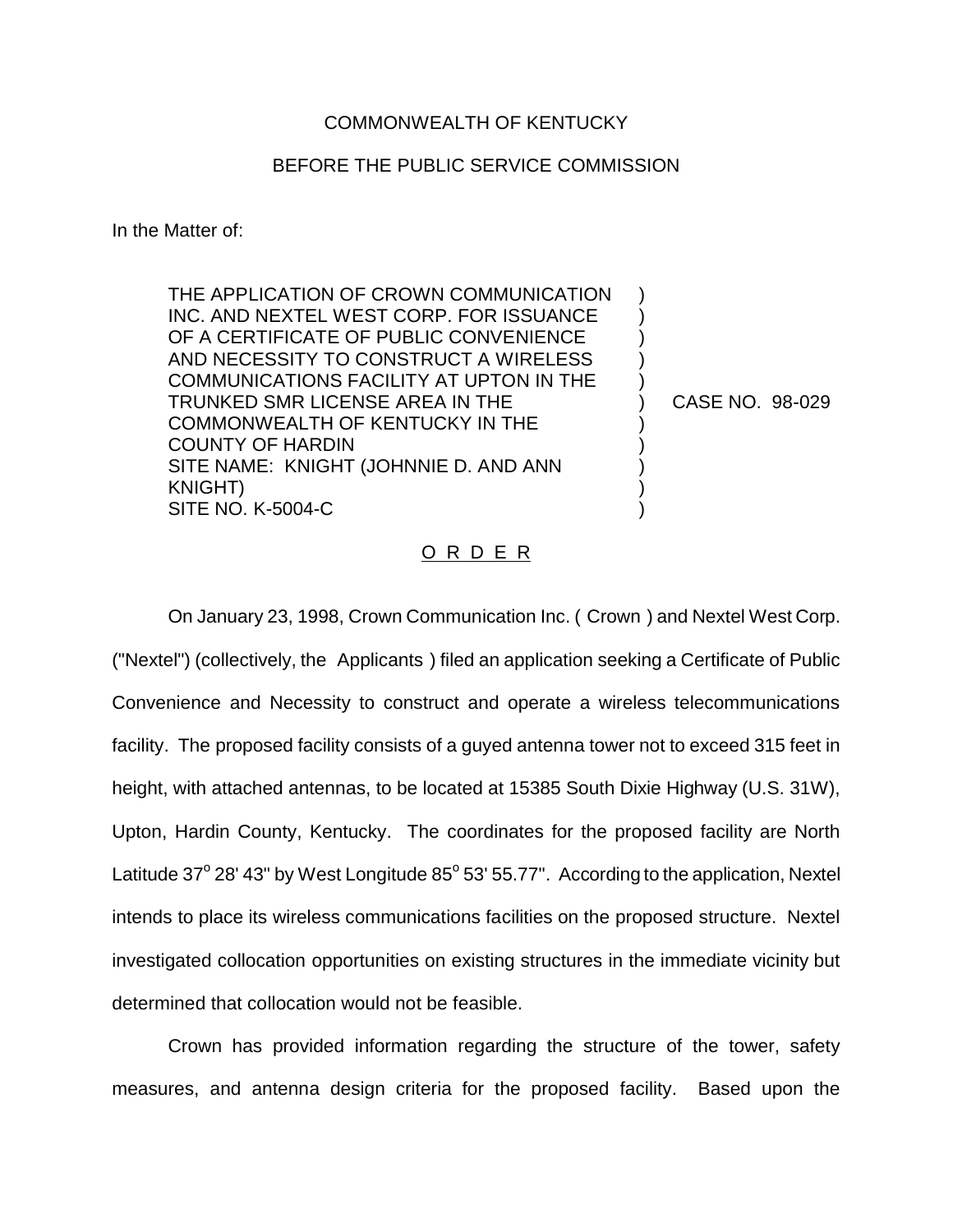COMMONWEALTH OF KENTUCKY

BEFORE THE PUBLIC SERVICE COMMISSION

In the Matter of:

THE APPLICATION OF CROWN COMMUNICATION INC. AND NEXTEL WEST CORP. FOR ISSUANCE OF A CERTIFICATE OF PUBLIC CONVENIENCE AND NECESSITY TO CONSTRUCT A WIRELESS COMMUNICATIONS FACILITY AT UPTON IN THE TRUNKED SMR LICENSE AREA IN THE COMMONWEALTH OF KENTUCKY IN THE COUNTY OF HARDIN
SITE NAME: KNIGHT (JOHNNIE D. AND ANN KNIGHT)
SITE NO. K-5004-C

) CASE NO. 98-029

O R D E R

On January 23, 1998, Crown Communication Inc. ( Crown ) and Nextel West Corp. ("Nextel") (collectively, the Applicants ) filed an application seeking a Certificate of Public Convenience and Necessity to construct and operate a wireless telecommunications facility. The proposed facility consists of a guyed antenna tower not to exceed 315 feet in height, with attached antennas, to be located at 15385 South Dixie Highway (U.S. 31W), Upton, Hardin County, Kentucky. The coordinates for the proposed facility are North Latitude 37° 28' 43" by West Longitude 85° 53' 55.77". According to the application, Nextel intends to place its wireless communications facilities on the proposed structure. Nextel investigated collocation opportunities on existing structures in the immediate vicinity but determined that collocation would not be feasible.

Crown has provided information regarding the structure of the tower, safety measures, and antenna design criteria for the proposed facility. Based upon the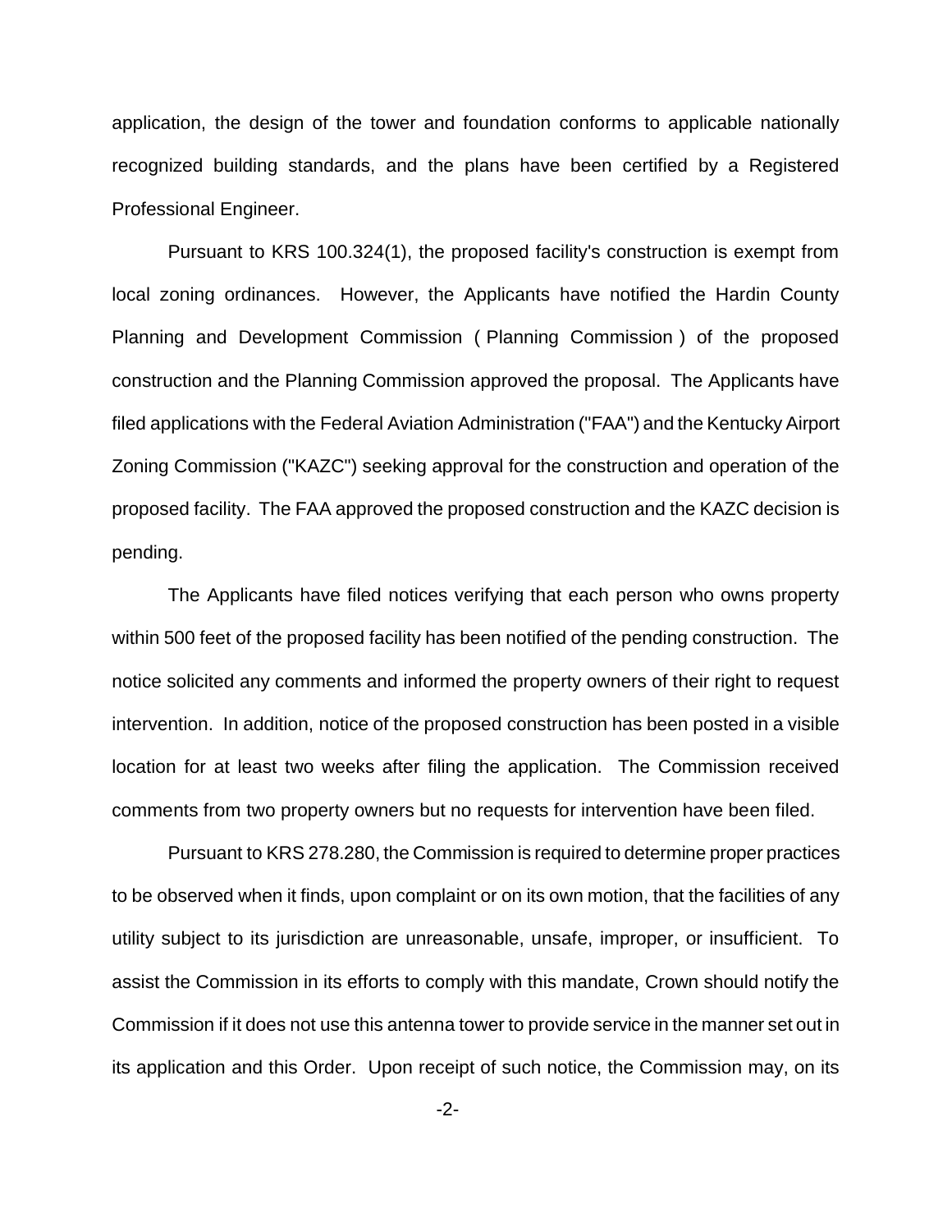application, the design of the tower and foundation conforms to applicable nationally recognized building standards, and the plans have been certified by a Registered Professional Engineer.

Pursuant to KRS 100.324(1), the proposed facility's construction is exempt from local zoning ordinances. However, the Applicants have notified the Hardin County Planning and Development Commission ( Planning Commission ) of the proposed construction and the Planning Commission approved the proposal. The Applicants have filed applications with the Federal Aviation Administration ("FAA") and the Kentucky Airport Zoning Commission ("KAZC") seeking approval for the construction and operation of the proposed facility. The FAA approved the proposed construction and the KAZC decision is pending.

The Applicants have filed notices verifying that each person who owns property within 500 feet of the proposed facility has been notified of the pending construction. The notice solicited any comments and informed the property owners of their right to request intervention. In addition, notice of the proposed construction has been posted in a visible location for at least two weeks after filing the application. The Commission received comments from two property owners but no requests for intervention have been filed.

Pursuant to KRS 278.280, the Commission is required to determine proper practices to be observed when it finds, upon complaint or on its own motion, that the facilities of any utility subject to its jurisdiction are unreasonable, unsafe, improper, or insufficient. To assist the Commission in its efforts to comply with this mandate, Crown should notify the Commission if it does not use this antenna tower to provide service in the manner set out in its application and this Order. Upon receipt of such notice, the Commission may, on its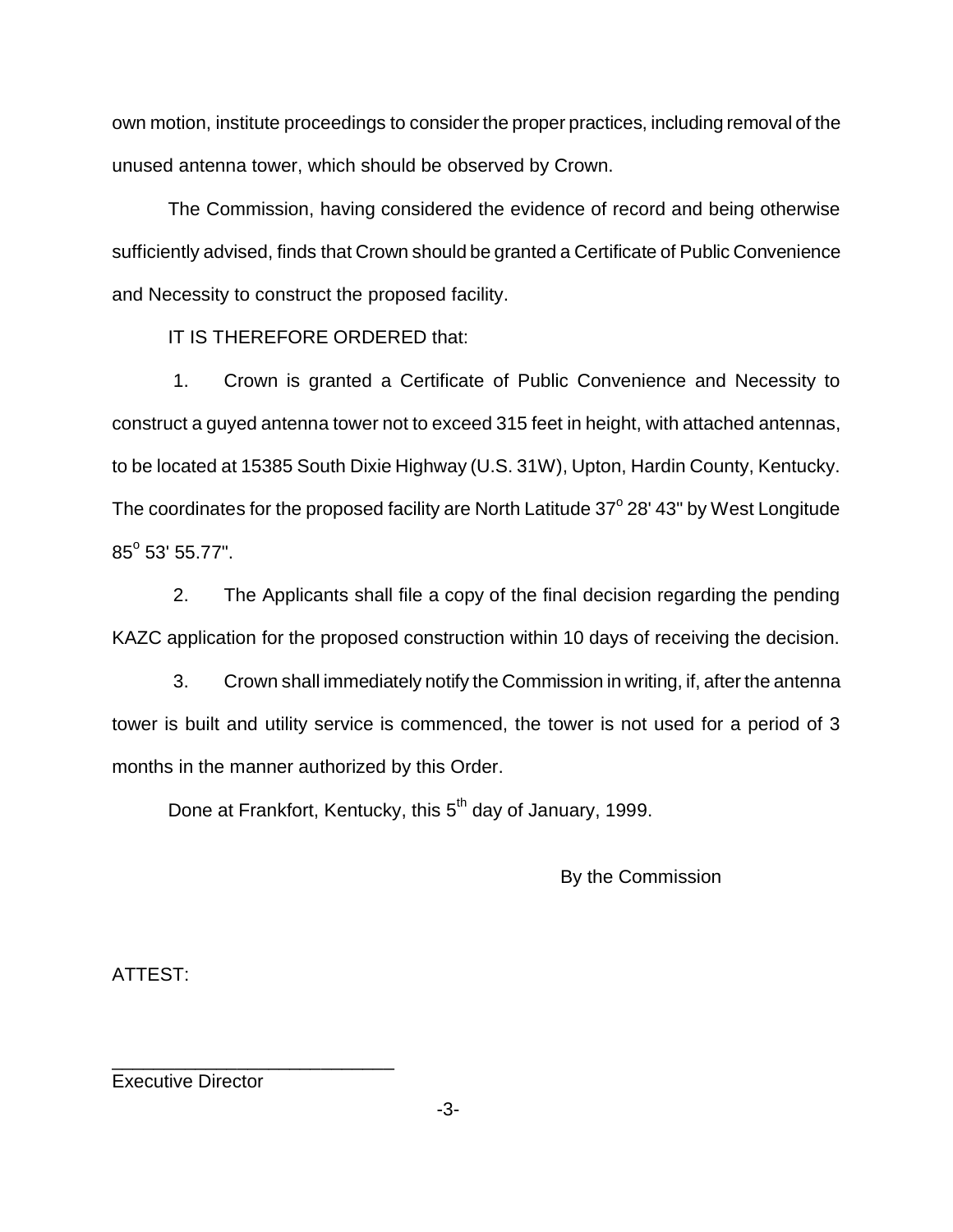own motion, institute proceedings to consider the proper practices, including removal of the unused antenna tower, which should be observed by Crown.

The Commission, having considered the evidence of record and being otherwise sufficiently advised, finds that Crown should be granted a Certificate of Public Convenience and Necessity to construct the proposed facility.

IT IS THEREFORE ORDERED that:

1. Crown is granted a Certificate of Public Convenience and Necessity to construct a guyed antenna tower not to exceed 315 feet in height, with attached antennas, to be located at 15385 South Dixie Highway (U.S. 31W), Upton, Hardin County, Kentucky. The coordinates for the proposed facility are North Latitude 37° 28' 43" by West Longitude 85° 53' 55.77".

2. The Applicants shall file a copy of the final decision regarding the pending KAZC application for the proposed construction within 10 days of receiving the decision.

3. Crown shall immediately notify the Commission in writing, if, after the antenna tower is built and utility service is commenced, the tower is not used for a period of 3 months in the manner authorized by this Order.

Done at Frankfort, Kentucky, this 5th day of January, 1999.

By the Commission

ATTEST:

___________________________
Executive Director